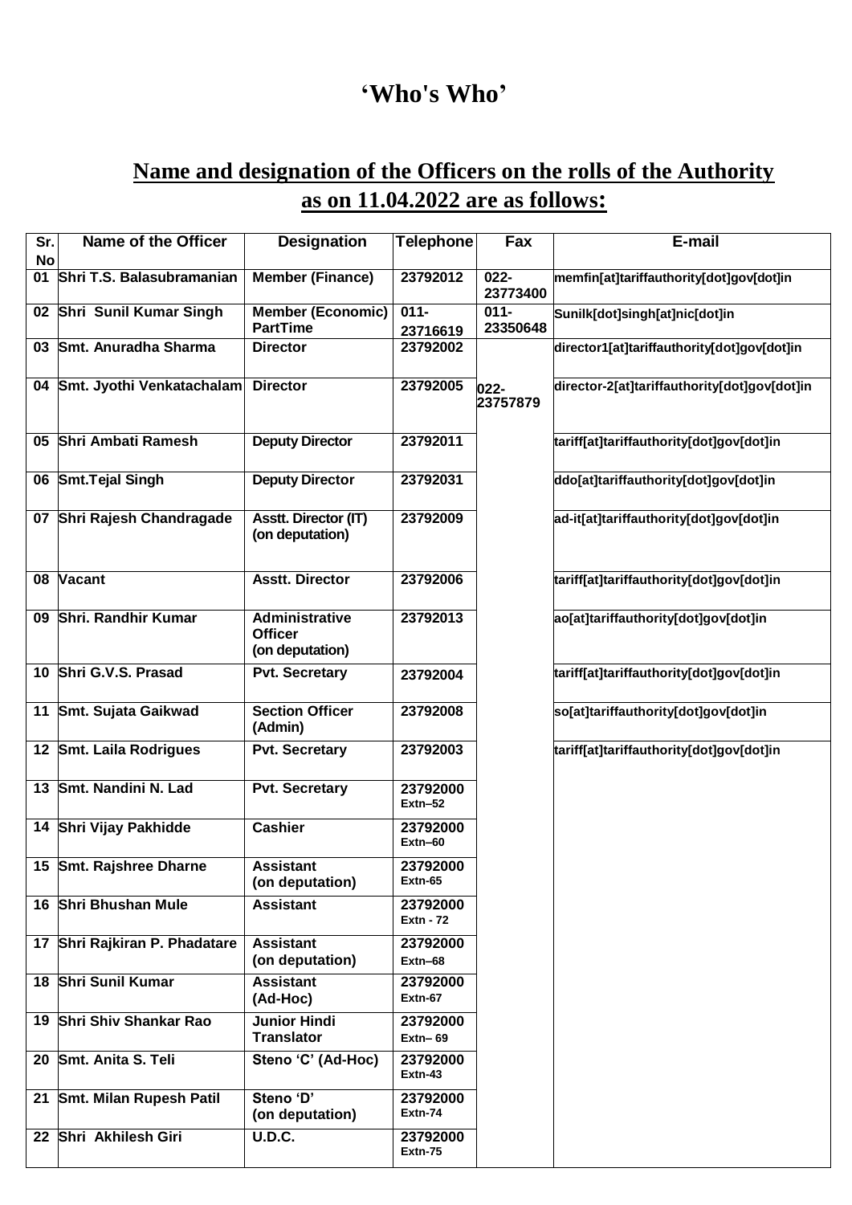# 'Who's Who'

## Name and designation of the Officers on the rolls of the Authority as on 11.04.2022 are as follows:

| Sr. No | Name of the Officer | Designation | Telephone | Fax | E-mail |
|---|---|---|---|---|---|
| 01 | Shri T.S. Balasubramanian | Member (Finance) | 23792012 | 022-23773400 | memfin[at]tariffauthority[dot]gov[dot]in |
| 02 | Shri Sunil Kumar Singh | Member (Economic) PartTime | 011-23716619 | 011-23350648 | Sunilk[dot]singh[at]nic[dot]in |
| 03 | Smt. Anuradha Sharma | Director | 23792002 | 022-23757879 | director1[at]tariffauthority[dot]gov[dot]in |
| 04 | Smt. Jyothi Venkatachalam | Director | 23792005 | | director-2[at]tariffauthority[dot]gov[dot]in |
| 05 | Shri Ambati Ramesh | Deputy Director | 23792011 | | tariff[at]tariffauthority[dot]gov[dot]in |
| 06 | Smt.Tejal Singh | Deputy Director | 23792031 | | ddo[at]tariffauthority[dot]gov[dot]in |
| 07 | Shri Rajesh Chandragade | Asstt. Director (IT) (on deputation) | 23792009 | | ad-it[at]tariffauthority[dot]gov[dot]in |
| 08 | Vacant | Asstt. Director | 23792006 | | tariff[at]tariffauthority[dot]gov[dot]in |
| 09 | Shri. Randhir Kumar | Administrative Officer (on deputation) | 23792013 | | ao[at]tariffauthority[dot]gov[dot]in |
| 10 | Shri G.V.S. Prasad | Pvt. Secretary | 23792004 | | tariff[at]tariffauthority[dot]gov[dot]in |
| 11 | Smt. Sujata Gaikwad | Section Officer (Admin) | 23792008 | | so[at]tariffauthority[dot]gov[dot]in |
| 12 | Smt. Laila Rodrigues | Pvt. Secretary | 23792003 | | tariff[at]tariffauthority[dot]gov[dot]in |
| 13 | Smt. Nandini N. Lad | Pvt. Secretary | 23792000 Extn–52 | | |
| 14 | Shri Vijay Pakhidde | Cashier | 23792000 Extn–60 | | |
| 15 | Smt. Rajshree Dharne | Assistant (on deputation) | 23792000 Extn-65 | | |
| 16 | Shri Bhushan Mule | Assistant | 23792000 Extn - 72 | | |
| 17 | Shri Rajkiran P. Phadatare | Assistant (on deputation) | 23792000 Extn–68 | | |
| 18 | Shri Sunil Kumar | Assistant (Ad-Hoc) | 23792000 Extn-67 | | |
| 19 | Shri Shiv Shankar Rao | Junior Hindi Translator | 23792000 Extn– 69 | | |
| 20 | Smt. Anita S. Teli | Steno 'C' (Ad-Hoc) | 23792000 Extn-43 | | |
| 21 | Smt. Milan Rupesh Patil | Steno 'D' (on deputation) | 23792000 Extn-74 | | |
| 22 | Shri Akhilesh Giri | U.D.C. | 23792000 Extn-75 | | |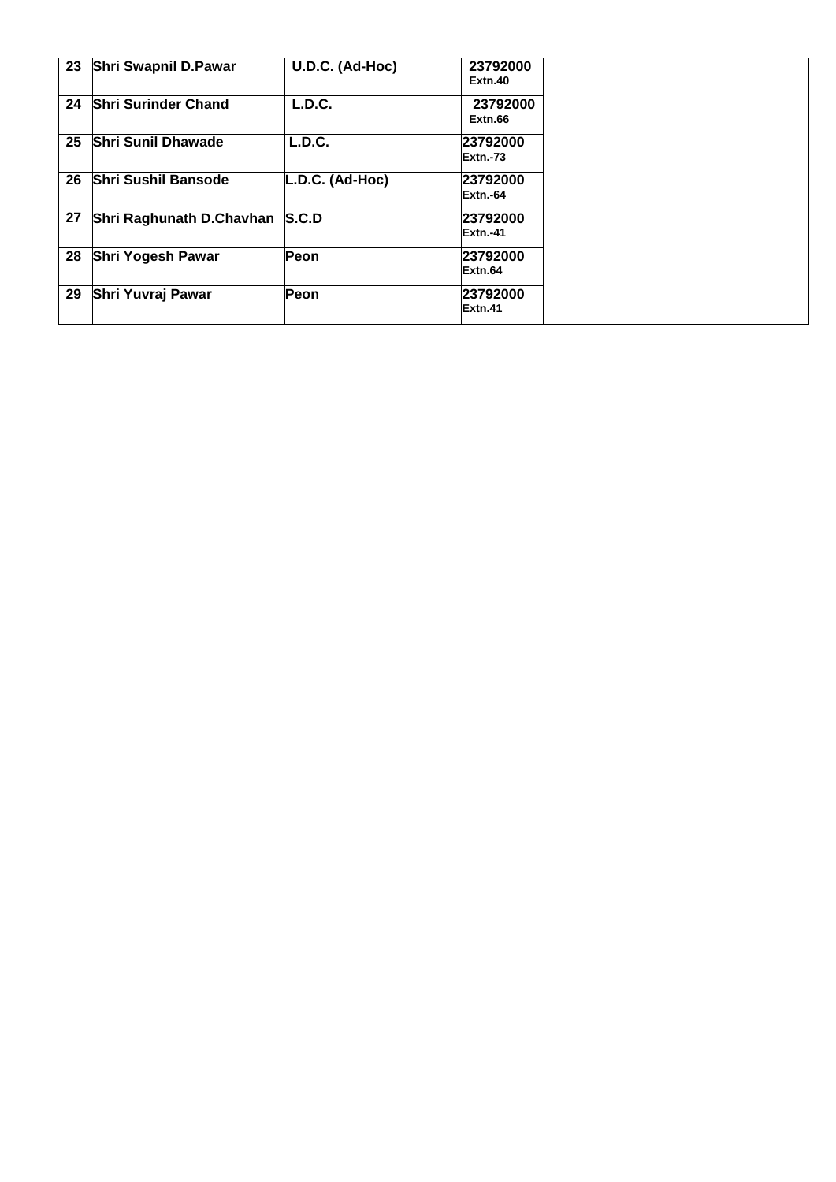| | | | | | |
|---|---|---|---|---|---|
| 23 | Shri Swapnil D.Pawar | U.D.C. (Ad-Hoc) | 23792000 Extn.40 | | |
| 24 | Shri Surinder Chand | L.D.C. | 23792000 Extn.66 | | |
| 25 | Shri Sunil Dhawade | L.D.C. | 23792000 Extn.-73 | | |
| 26 | Shri Sushil Bansode | L.D.C. (Ad-Hoc) | 23792000 Extn.-64 | | |
| 27 | Shri Raghunath D.Chavhan | S.C.D | 23792000 Extn.-41 | | |
| 28 | Shri Yogesh Pawar | Peon | 23792000 Extn.64 | | |
| 29 | Shri Yuvraj Pawar | Peon | 23792000 Extn.41 | | |